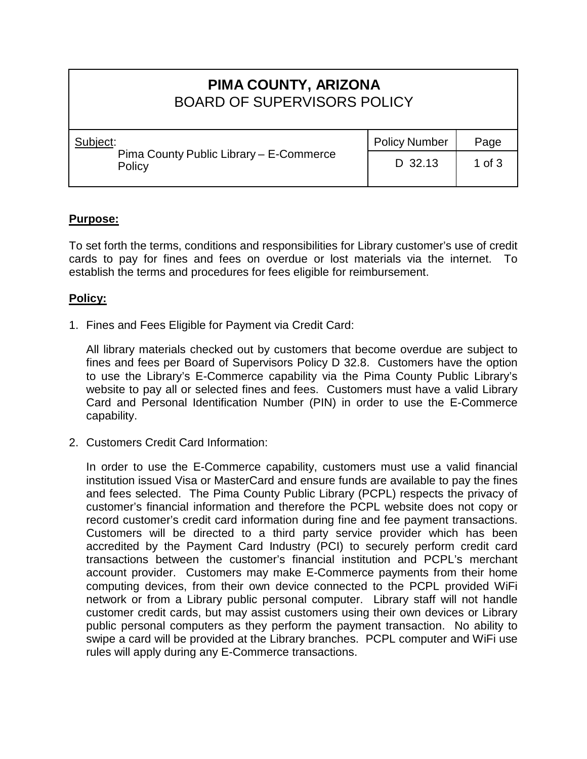# PIMA COUNTY, ARIZONA
## BOARD OF SUPERVISORS POLICY

| Subject: Pima County Public Library – E-Commerce Policy | Policy Number | Page |
|---|---|---|
| | D 32.13 | 1 of 3 |

**Purpose:**

To set forth the terms, conditions and responsibilities for Library customer's use of credit cards to pay for fines and fees on overdue or lost materials via the internet. To establish the terms and procedures for fees eligible for reimbursement.

**Policy:**

1. Fines and Fees Eligible for Payment via Credit Card:

   All library materials checked out by customers that become overdue are subject to fines and fees per Board of Supervisors Policy D 32.8. Customers have the option to use the Library's E-Commerce capability via the Pima County Public Library's website to pay all or selected fines and fees. Customers must have a valid Library Card and Personal Identification Number (PIN) in order to use the E-Commerce capability.

2. Customers Credit Card Information:

   In order to use the E-Commerce capability, customers must use a valid financial institution issued Visa or MasterCard and ensure funds are available to pay the fines and fees selected. The Pima County Public Library (PCPL) respects the privacy of customer's financial information and therefore the PCPL website does not copy or record customer's credit card information during fine and fee payment transactions. Customers will be directed to a third party service provider which has been accredited by the Payment Card Industry (PCI) to securely perform credit card transactions between the customer's financial institution and PCPL's merchant account provider. Customers may make E-Commerce payments from their home computing devices, from their own device connected to the PCPL provided WiFi network or from a Library public personal computer. Library staff will not handle customer credit cards, but may assist customers using their own devices or Library public personal computers as they perform the payment transaction. No ability to swipe a card will be provided at the Library branches. PCPL computer and WiFi use rules will apply during any E-Commerce transactions.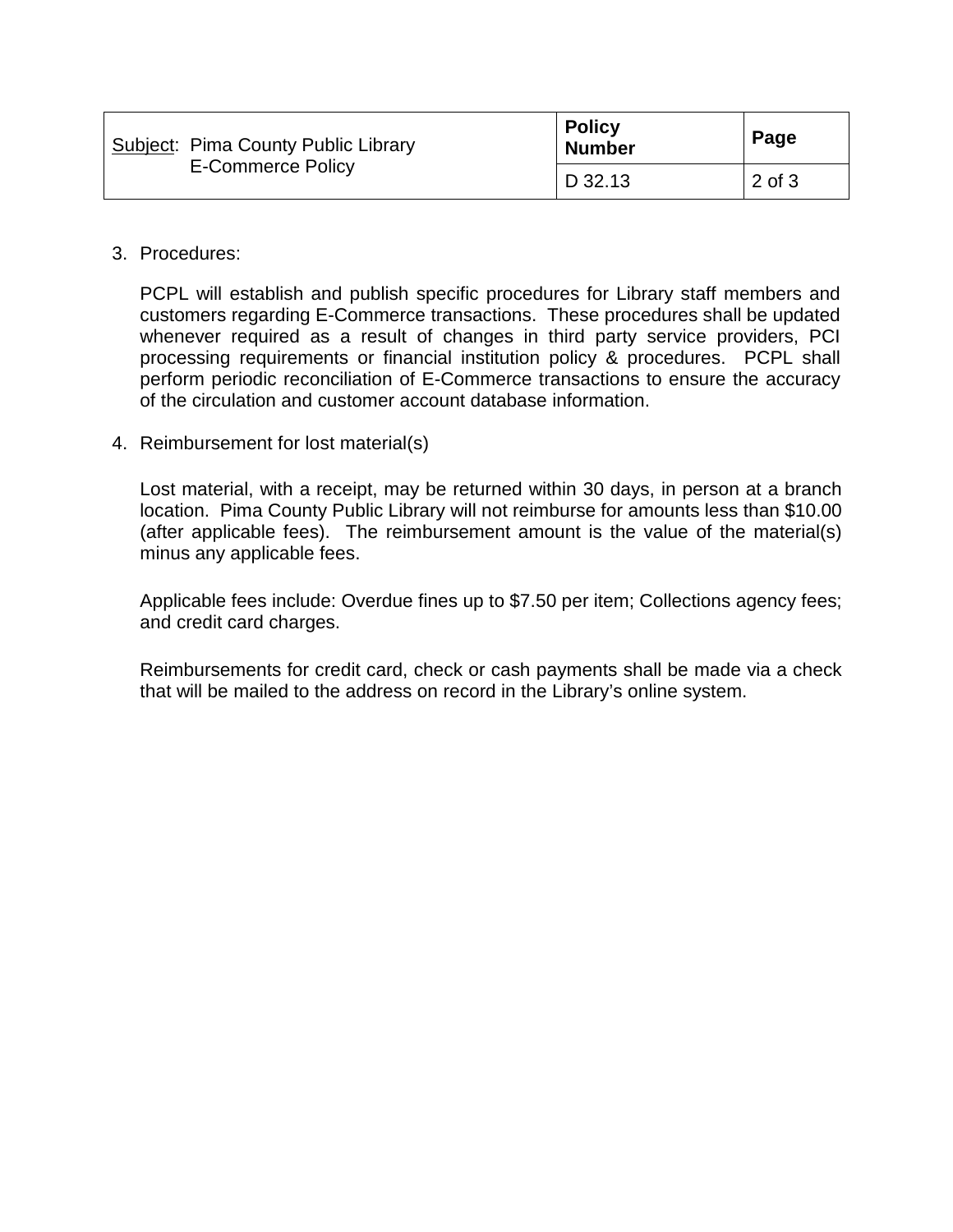3. Procedures:

   PCPL will establish and publish specific procedures for Library staff members and customers regarding E-Commerce transactions. These procedures shall be updated whenever required as a result of changes in third party service providers, PCI processing requirements or financial institution policy & procedures. PCPL shall perform periodic reconciliation of E-Commerce transactions to ensure the accuracy of the circulation and customer account database information.

4. Reimbursement for lost material(s)

   Lost material, with a receipt, may be returned within 30 days, in person at a branch location. Pima County Public Library will not reimburse for amounts less than $10.00 (after applicable fees). The reimbursement amount is the value of the material(s) minus any applicable fees.

   Applicable fees include: Overdue fines up to $7.50 per item; Collections agency fees; and credit card charges.

   Reimbursements for credit card, check or cash payments shall be made via a check that will be mailed to the address on record in the Library's online system.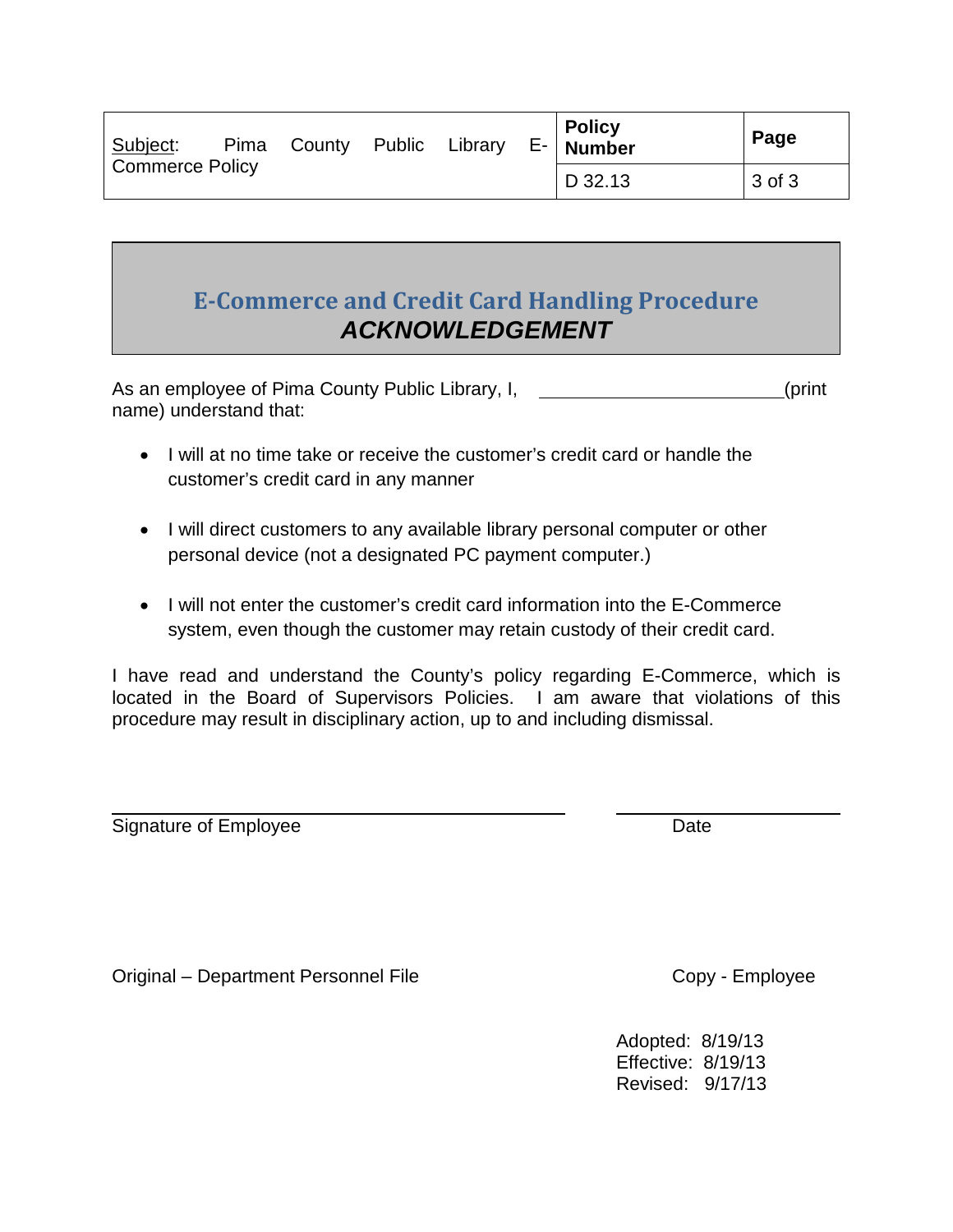# E-Commerce and Credit Card Handling Procedure

## *ACKNOWLEDGEMENT*

As an employee of Pima County Public Library, I, ________________________(print name) understand that:

- I will at no time take or receive the customer's credit card or handle the customer's credit card in any manner
- I will direct customers to any available library personal computer or other personal device (not a designated PC payment computer.)
- I will not enter the customer's credit card information into the E-Commerce system, even though the customer may retain custody of their credit card.

I have read and understand the County's policy regarding E-Commerce, which is located in the Board of Supervisors Policies. I am aware that violations of this procedure may result in disciplinary action, up to and including dismissal.

______________________________________________ ________________________

Signature of Employee Date

Original – Department Personnel File Copy - Employee

Adopted: 8/19/13
Effective: 8/19/13
Revised: 9/17/13